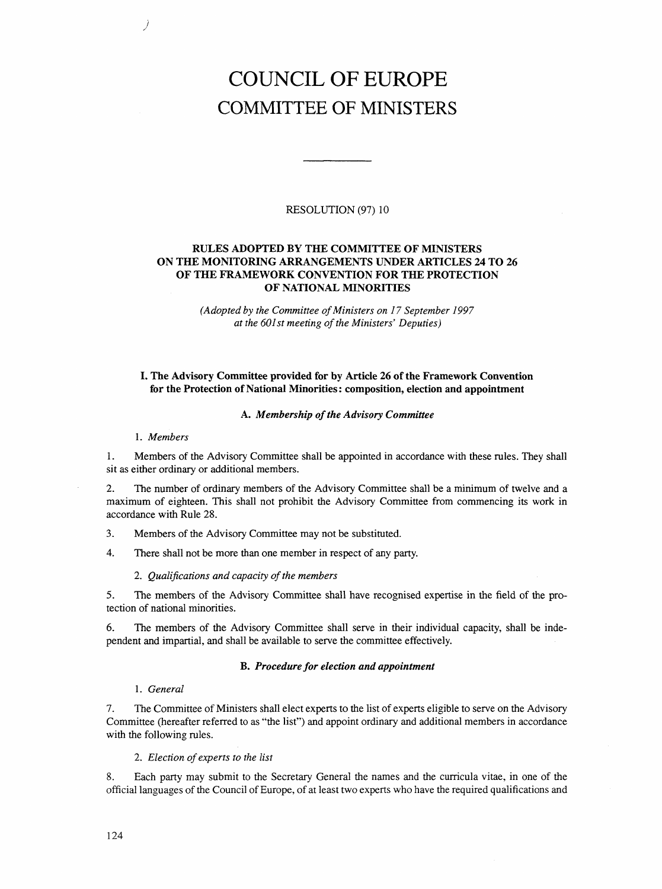# COUNCIL OF EUROPE
# COMMITTEE OF MINISTERS

RESOLUTION (97) 10

## RULES ADOPTED BY THE COMMITTEE OF MINISTERS ON THE MONITORING ARRANGEMENTS UNDER ARTICLES 24 TO 26 OF THE FRAMEWORK CONVENTION FOR THE PROTECTION OF NATIONAL MINORITIES

*(Adopted by the Committee of Ministers on 17 September 1997 at the 601st meeting of the Ministers' Deputies)*

### I. The Advisory Committee provided for by Article 26 of the Framework Convention for the Protection of National Minorities: composition, election and appointment

#### A. *Membership of the Advisory Committee*

1. *Members*

1. Members of the Advisory Committee shall be appointed in accordance with these rules. They shall sit as either ordinary or additional members.

2. The number of ordinary members of the Advisory Committee shall be a minimum of twelve and a maximum of eighteen. This shall not prohibit the Advisory Committee from commencing its work in accordance with Rule 28.

3. Members of the Advisory Committee may not be substituted.

4. There shall not be more than one member in respect of any party.

2. *Qualifications and capacity of the members*

5. The members of the Advisory Committee shall have recognised expertise in the field of the protection of national minorities.

6. The members of the Advisory Committee shall serve in their individual capacity, shall be independent and impartial, and shall be available to serve the committee effectively.

#### B. *Procedure for election and appointment*

1. *General*

7. The Committee of Ministers shall elect experts to the list of experts eligible to serve on the Advisory Committee (hereafter referred to as "the list") and appoint ordinary and additional members in accordance with the following rules.

2. *Election of experts to the list*

8. Each party may submit to the Secretary General the names and the curricula vitae, in one of the official languages of the Council of Europe, of at least two experts who have the required qualifications and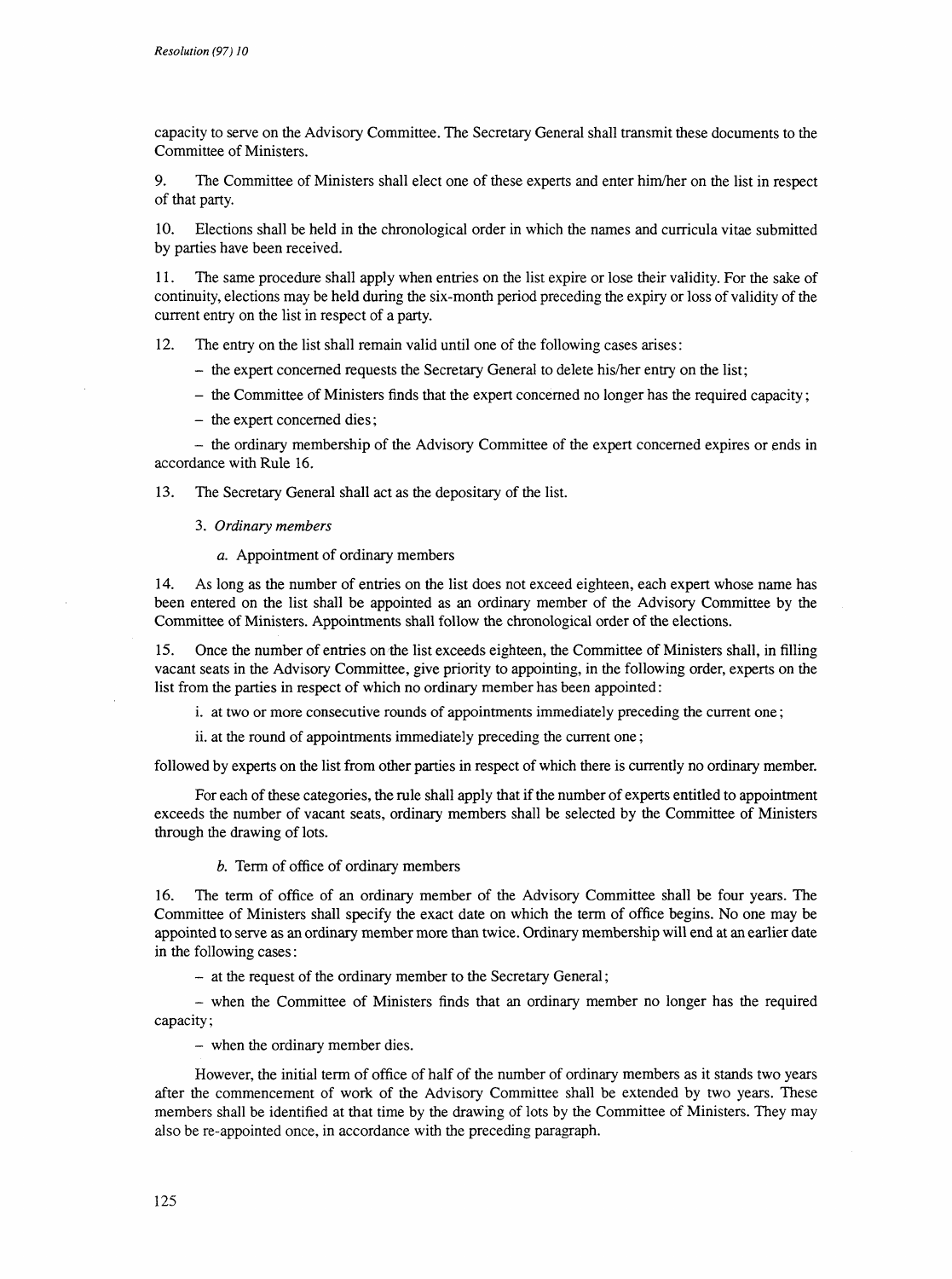capacity to serve on the Advisory Committee. The Secretary General shall transmit these documents to the Committee of Ministers.

9. The Committee of Ministers shall elect one of these experts and enter him/her on the list in respect of that party.

10. Elections shall be held in the chronological order in which the names and curricula vitae submitted by parties have been received.

11. The same procedure shall apply when entries on the list expire or lose their validity. For the sake of continuity, elections may be held during the six-month period preceding the expiry or loss of validity of the current entry on the list in respect of a party.

12. The entry on the list shall remain valid until one of the following cases arises:

– the expert concerned requests the Secretary General to delete his/her entry on the list;

– the Committee of Ministers finds that the expert concerned no longer has the required capacity;

– the expert concerned dies;

– the ordinary membership of the Advisory Committee of the expert concerned expires or ends in accordance with Rule 16.

13. The Secretary General shall act as the depositary of the list.

### 3. *Ordinary members*

#### *a.* Appointment of ordinary members

14. As long as the number of entries on the list does not exceed eighteen, each expert whose name has been entered on the list shall be appointed as an ordinary member of the Advisory Committee by the Committee of Ministers. Appointments shall follow the chronological order of the elections.

15. Once the number of entries on the list exceeds eighteen, the Committee of Ministers shall, in filling vacant seats in the Advisory Committee, give priority to appointing, in the following order, experts on the list from the parties in respect of which no ordinary member has been appointed:

i. at two or more consecutive rounds of appointments immediately preceding the current one;

ii. at the round of appointments immediately preceding the current one;

followed by experts on the list from other parties in respect of which there is currently no ordinary member.

For each of these categories, the rule shall apply that if the number of experts entitled to appointment exceeds the number of vacant seats, ordinary members shall be selected by the Committee of Ministers through the drawing of lots.

#### *b.* Term of office of ordinary members

16. The term of office of an ordinary member of the Advisory Committee shall be four years. The Committee of Ministers shall specify the exact date on which the term of office begins. No one may be appointed to serve as an ordinary member more than twice. Ordinary membership will end at an earlier date in the following cases:

– at the request of the ordinary member to the Secretary General;

– when the Committee of Ministers finds that an ordinary member no longer has the required capacity;

– when the ordinary member dies.

However, the initial term of office of half of the number of ordinary members as it stands two years after the commencement of work of the Advisory Committee shall be extended by two years. These members shall be identified at that time by the drawing of lots by the Committee of Ministers. They may also be re-appointed once, in accordance with the preceding paragraph.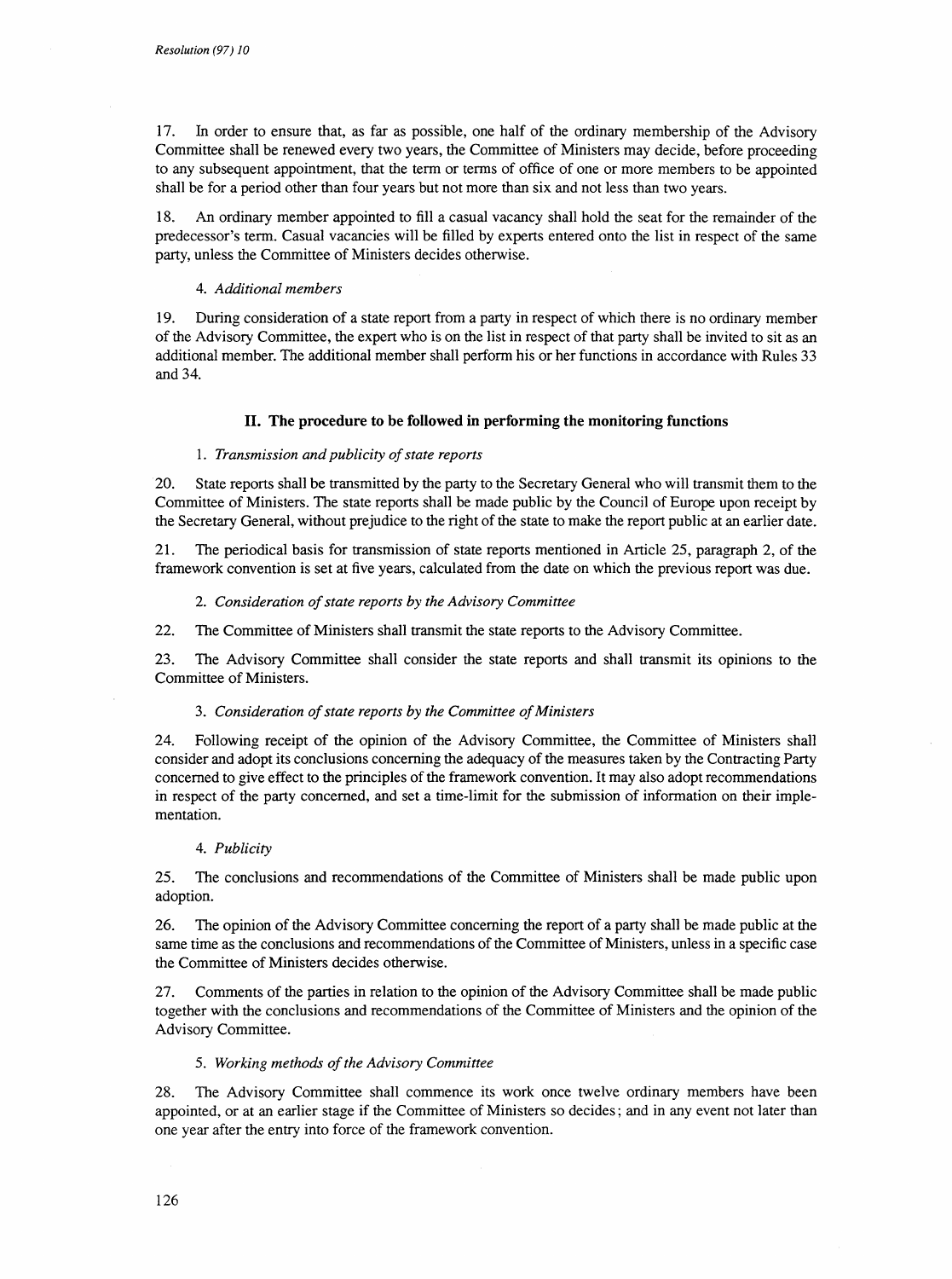17. In order to ensure that, as far as possible, one half of the ordinary membership of the Advisory Committee shall be renewed every two years, the Committee of Ministers may decide, before proceeding to any subsequent appointment, that the term or terms of office of one or more members to be appointed shall be for a period other than four years but not more than six and not less than two years.

18. An ordinary member appointed to fill a casual vacancy shall hold the seat for the remainder of the predecessor's term. Casual vacancies will be filled by experts entered onto the list in respect of the same party, unless the Committee of Ministers decides otherwise.

#### 4. *Additional members*

19. During consideration of a state report from a party in respect of which there is no ordinary member of the Advisory Committee, the expert who is on the list in respect of that party shall be invited to sit as an additional member. The additional member shall perform his or her functions in accordance with Rules 33 and 34.

## II. The procedure to be followed in performing the monitoring functions

#### 1. *Transmission and publicity of state reports*

20. State reports shall be transmitted by the party to the Secretary General who will transmit them to the Committee of Ministers. The state reports shall be made public by the Council of Europe upon receipt by the Secretary General, without prejudice to the right of the state to make the report public at an earlier date.

21. The periodical basis for transmission of state reports mentioned in Article 25, paragraph 2, of the framework convention is set at five years, calculated from the date on which the previous report was due.

#### 2. *Consideration of state reports by the Advisory Committee*

22. The Committee of Ministers shall transmit the state reports to the Advisory Committee.

23. The Advisory Committee shall consider the state reports and shall transmit its opinions to the Committee of Ministers.

#### 3. *Consideration of state reports by the Committee of Ministers*

24. Following receipt of the opinion of the Advisory Committee, the Committee of Ministers shall consider and adopt its conclusions concerning the adequacy of the measures taken by the Contracting Party concerned to give effect to the principles of the framework convention. It may also adopt recommendations in respect of the party concerned, and set a time-limit for the submission of information on their implementation.

#### 4. *Publicity*

25. The conclusions and recommendations of the Committee of Ministers shall be made public upon adoption.

26. The opinion of the Advisory Committee concerning the report of a party shall be made public at the same time as the conclusions and recommendations of the Committee of Ministers, unless in a specific case the Committee of Ministers decides otherwise.

27. Comments of the parties in relation to the opinion of the Advisory Committee shall be made public together with the conclusions and recommendations of the Committee of Ministers and the opinion of the Advisory Committee.

#### 5. *Working methods of the Advisory Committee*

28. The Advisory Committee shall commence its work once twelve ordinary members have been appointed, or at an earlier stage if the Committee of Ministers so decides; and in any event not later than one year after the entry into force of the framework convention.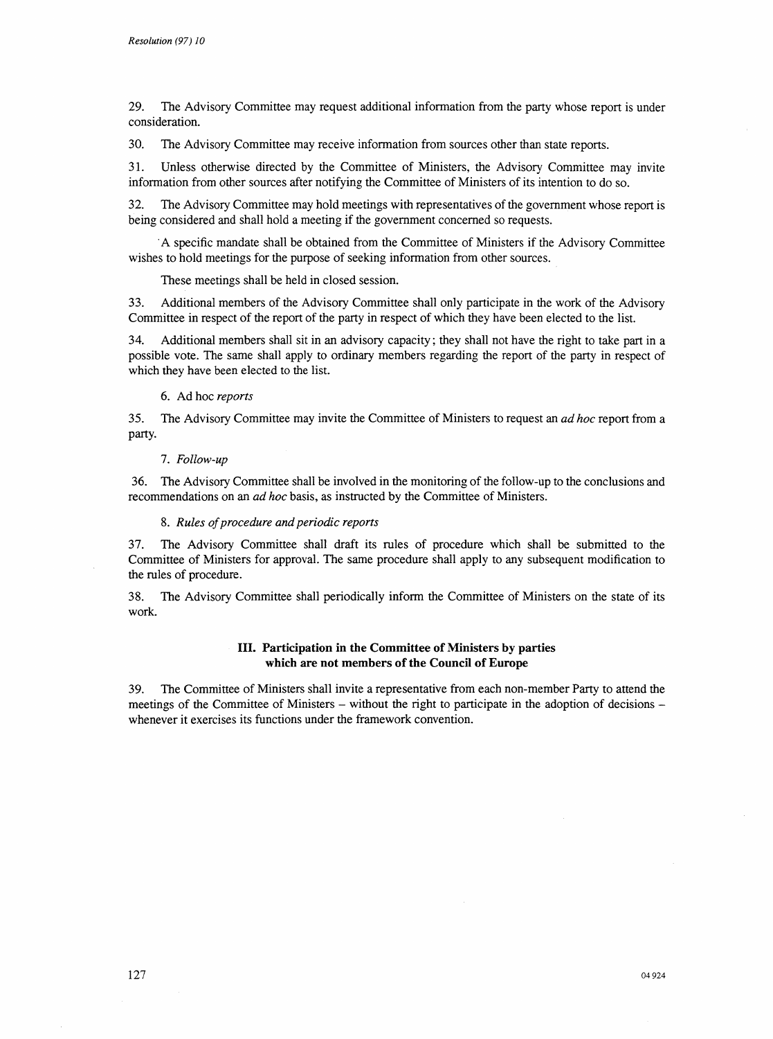29. The Advisory Committee may request additional information from the party whose report is under consideration.

30. The Advisory Committee may receive information from sources other than state reports.

31. Unless otherwise directed by the Committee of Ministers, the Advisory Committee may invite information from other sources after notifying the Committee of Ministers of its intention to do so.

32. The Advisory Committee may hold meetings with representatives of the government whose report is being considered and shall hold a meeting if the government concerned so requests.

A specific mandate shall be obtained from the Committee of Ministers if the Advisory Committee wishes to hold meetings for the purpose of seeking information from other sources.

These meetings shall be held in closed session.

33. Additional members of the Advisory Committee shall only participate in the work of the Advisory Committee in respect of the report of the party in respect of which they have been elected to the list.

34. Additional members shall sit in an advisory capacity; they shall not have the right to take part in a possible vote. The same shall apply to ordinary members regarding the report of the party in respect of which they have been elected to the list.

### 6. Ad hoc *reports*

35. The Advisory Committee may invite the Committee of Ministers to request an *ad hoc* report from a party.

### 7. *Follow-up*

36. The Advisory Committee shall be involved in the monitoring of the follow-up to the conclusions and recommendations on an *ad hoc* basis, as instructed by the Committee of Ministers.

### 8. *Rules of procedure and periodic reports*

37. The Advisory Committee shall draft its rules of procedure which shall be submitted to the Committee of Ministers for approval. The same procedure shall apply to any subsequent modification to the rules of procedure.

38. The Advisory Committee shall periodically inform the Committee of Ministers on the state of its work.

## III. Participation in the Committee of Ministers by parties which are not members of the Council of Europe

39. The Committee of Ministers shall invite a representative from each non-member Party to attend the meetings of the Committee of Ministers – without the right to participate in the adoption of decisions – whenever it exercises its functions under the framework convention.